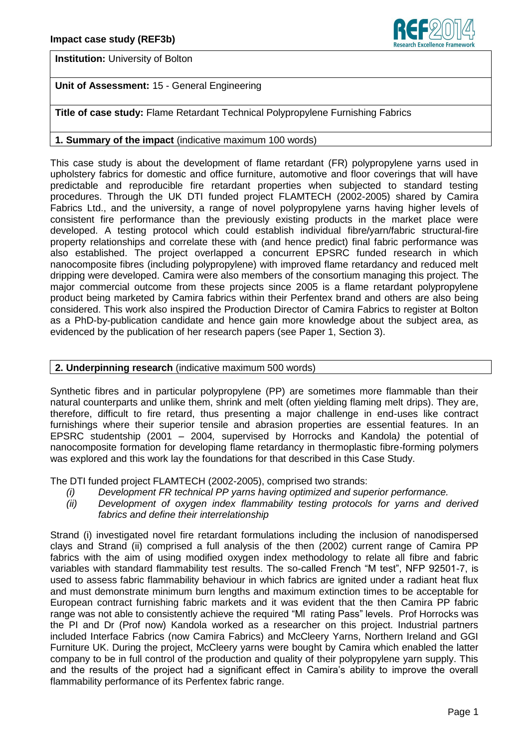**Institution:** University of Bolton

**Unit of Assessment:** 15 - General Engineering

**Title of case study:** Flame Retardant Technical Polypropylene Furnishing Fabrics

**1. Summary of the impact** (indicative maximum 100 words)

This case study is about the development of flame retardant (FR) polypropylene yarns used in upholstery fabrics for domestic and office furniture, automotive and floor coverings that will have predictable and reproducible fire retardant properties when subjected to standard testing procedures. Through the UK DTI funded project FLAMTECH (2002-2005) shared by Camira Fabrics Ltd., and the university, a range of novel polypropylene yarns having higher levels of consistent fire performance than the previously existing products in the market place were developed. A testing protocol which could establish individual fibre/yarn/fabric structural-fire property relationships and correlate these with (and hence predict) final fabric performance was also established. The project overlapped a concurrent EPSRC funded research in which nanocomposite fibres (including polypropylene) with improved flame retardancy and reduced melt dripping were developed. Camira were also members of the consortium managing this project. The major commercial outcome from these projects since 2005 is a flame retardant polypropylene product being marketed by Camira fabrics within their Perfentex brand and others are also being considered. This work also inspired the Production Director of Camira Fabrics to register at Bolton as a PhD-by-publication candidate and hence gain more knowledge about the subject area, as evidenced by the publication of her research papers (see Paper 1, Section 3).

**2. Underpinning research** (indicative maximum 500 words)

Synthetic fibres and in particular polypropylene (PP) are sometimes more flammable than their natural counterparts and unlike them, shrink and melt (often yielding flaming melt drips). They are, therefore, difficult to fire retard, thus presenting a major challenge in end-uses like contract furnishings where their superior tensile and abrasion properties are essential features. In an EPSRC studentship (2001 – 2004*,* supervised by Horrocks and Kandola*)* the potential of nanocomposite formation for developing flame retardancy in thermoplastic fibre-forming polymers was explored and this work lay the foundations for that described in this Case Study.

The DTI funded project FLAMTECH (2002-2005), comprised two strands:

*(i)* *Development FR technical PP yarns having optimized and superior performance.*
*(ii)* *Development of oxygen index flammability testing protocols for yarns and derived fabrics and define their interrelationship*

Strand (i) investigated novel fire retardant formulations including the inclusion of nanodispersed clays and Strand (ii) comprised a full analysis of the then (2002) current range of Camira PP fabrics with the aim of using modified oxygen index methodology to relate all fibre and fabric variables with standard flammability test results. The so-called French "M test", NFP 92501-7, is used to assess fabric flammability behaviour in which fabrics are ignited under a radiant heat flux and must demonstrate minimum burn lengths and maximum extinction times to be acceptable for European contract furnishing fabric markets and it was evident that the then Camira PP fabric range was not able to consistently achieve the required "Ml rating Pass" levels. Prof Horrocks was the PI and Dr (Prof now) Kandola worked as a researcher on this project. Industrial partners included Interface Fabrics (now Camira Fabrics) and McCleery Yarns, Northern Ireland and GGI Furniture UK. During the project, McCleery yarns were bought by Camira which enabled the latter company to be in full control of the production and quality of their polypropylene yarn supply. This and the results of the project had a significant effect in Camira's ability to improve the overall flammability performance of its Perfentex fabric range.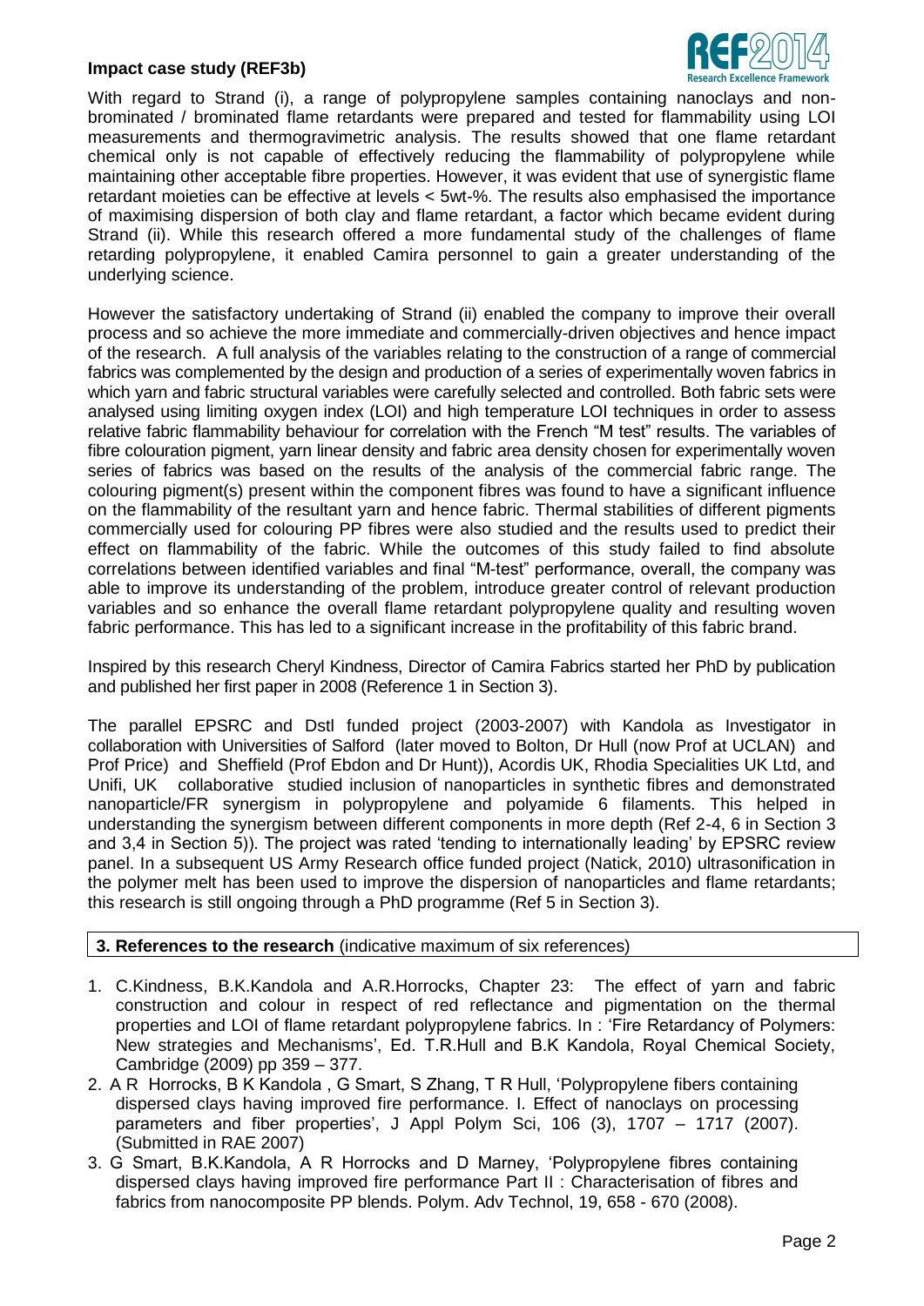With regard to Strand (i), a range of polypropylene samples containing nanoclays and non-brominated / brominated flame retardants were prepared and tested for flammability using LOI measurements and thermogravimetric analysis. The results showed that one flame retardant chemical only is not capable of effectively reducing the flammability of polypropylene while maintaining other acceptable fibre properties. However, it was evident that use of synergistic flame retardant moieties can be effective at levels < 5wt-%. The results also emphasised the importance of maximising dispersion of both clay and flame retardant, a factor which became evident during Strand (ii). While this research offered a more fundamental study of the challenges of flame retarding polypropylene, it enabled Camira personnel to gain a greater understanding of the underlying science.

However the satisfactory undertaking of Strand (ii) enabled the company to improve their overall process and so achieve the more immediate and commercially-driven objectives and hence impact of the research. A full analysis of the variables relating to the construction of a range of commercial fabrics was complemented by the design and production of a series of experimentally woven fabrics in which yarn and fabric structural variables were carefully selected and controlled. Both fabric sets were analysed using limiting oxygen index (LOI) and high temperature LOI techniques in order to assess relative fabric flammability behaviour for correlation with the French "M test" results. The variables of fibre colouration pigment, yarn linear density and fabric area density chosen for experimentally woven series of fabrics was based on the results of the analysis of the commercial fabric range. The colouring pigment(s) present within the component fibres was found to have a significant influence on the flammability of the resultant yarn and hence fabric. Thermal stabilities of different pigments commercially used for colouring PP fibres were also studied and the results used to predict their effect on flammability of the fabric. While the outcomes of this study failed to find absolute correlations between identified variables and final "M-test" performance, overall, the company was able to improve its understanding of the problem, introduce greater control of relevant production variables and so enhance the overall flame retardant polypropylene quality and resulting woven fabric performance. This has led to a significant increase in the profitability of this fabric brand.

Inspired by this research Cheryl Kindness, Director of Camira Fabrics started her PhD by publication and published her first paper in 2008 (Reference 1 in Section 3).

The parallel EPSRC and Dstl funded project (2003-2007) with Kandola as Investigator in collaboration with Universities of Salford (later moved to Bolton, Dr Hull (now Prof at UCLAN) and Prof Price) and Sheffield (Prof Ebdon and Dr Hunt)), Acordis UK, Rhodia Specialities UK Ltd, and Unifi, UK collaborative studied inclusion of nanoparticles in synthetic fibres and demonstrated nanoparticle/FR synergism in polypropylene and polyamide 6 filaments. This helped in understanding the synergism between different components in more depth (Ref 2-4, 6 in Section 3 and 3,4 in Section 5)). The project was rated 'tending to internationally leading' by EPSRC review panel. In a subsequent US Army Research office funded project (Natick, 2010) ultrasonification in the polymer melt has been used to improve the dispersion of nanoparticles and flame retardants; this research is still ongoing through a PhD programme (Ref 5 in Section 3).

## 3. References to the research (indicative maximum of six references)

1. C.Kindness, B.K.Kandola and A.R.Horrocks, Chapter 23: The effect of yarn and fabric construction and colour in respect of red reflectance and pigmentation on the thermal properties and LOI of flame retardant polypropylene fabrics. In : 'Fire Retardancy of Polymers: New strategies and Mechanisms', Ed. T.R.Hull and B.K Kandola, Royal Chemical Society, Cambridge (2009) pp 359 – 377.
2. A R Horrocks, B K Kandola , G Smart, S Zhang, T R Hull, 'Polypropylene fibers containing dispersed clays having improved fire performance. I. Effect of nanoclays on processing parameters and fiber properties', J Appl Polym Sci, 106 (3), 1707 – 1717 (2007). (Submitted in RAE 2007)
3. G Smart, B.K.Kandola, A R Horrocks and D Marney, 'Polypropylene fibres containing dispersed clays having improved fire performance Part II : Characterisation of fibres and fabrics from nanocomposite PP blends. Polym. Adv Technol, 19, 658 - 670 (2008).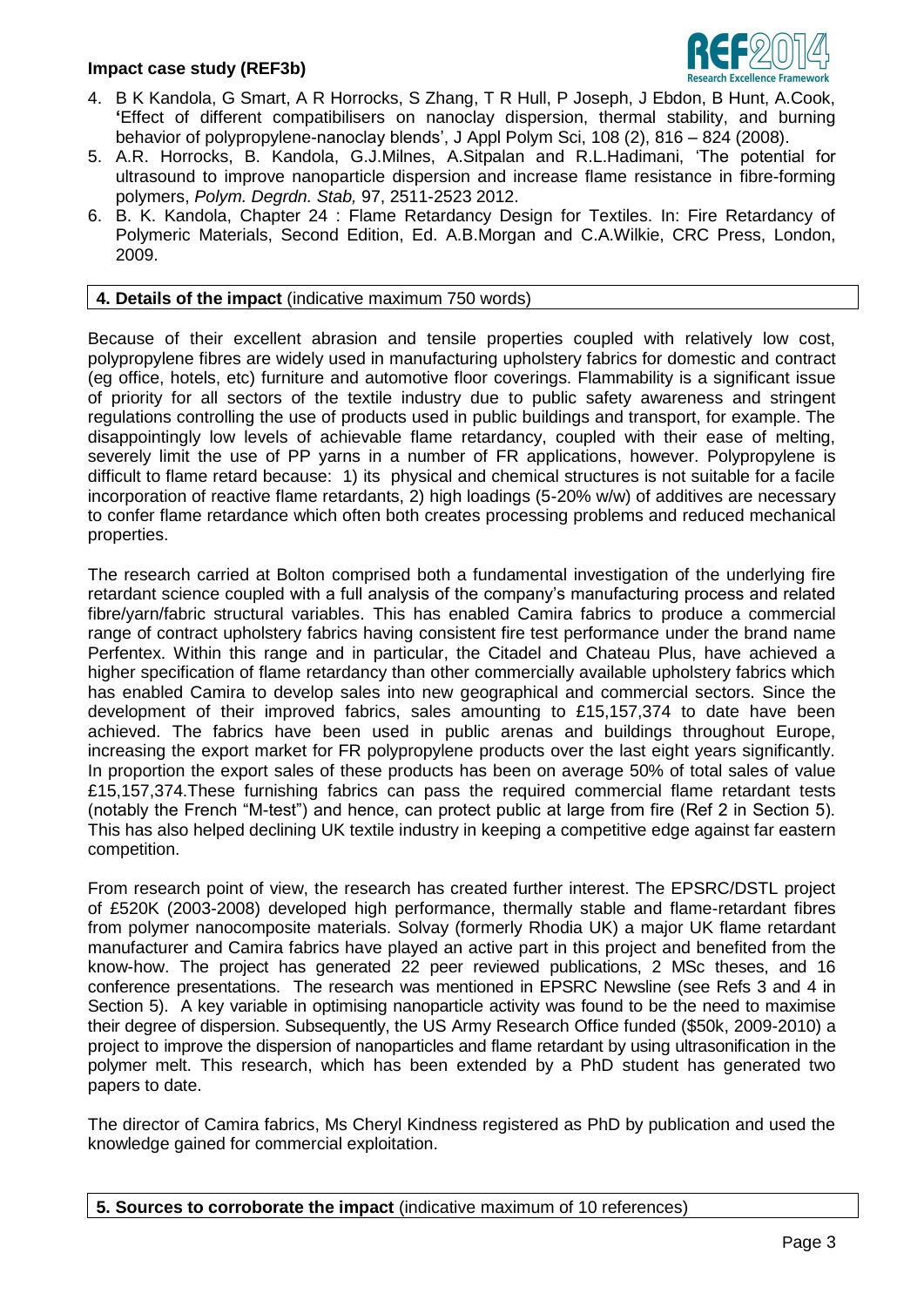4. B K Kandola, G Smart, A R Horrocks, S Zhang, T R Hull, P Joseph, J Ebdon, B Hunt, A.Cook, 'Effect of different compatibilisers on nanoclay dispersion, thermal stability, and burning behavior of polypropylene-nanoclay blends', J Appl Polym Sci, 108 (2), 816 – 824 (2008).
5. A.R. Horrocks, B. Kandola, G.J.Milnes, A.Sitpalan and R.L.Hadimani, 'The potential for ultrasound to improve nanoparticle dispersion and increase flame resistance in fibre-forming polymers, *Polym. Degrdn. Stab,* 97, 2511-2523 2012.
6. B. K. Kandola, Chapter 24 : Flame Retardancy Design for Textiles. In: Fire Retardancy of Polymeric Materials, Second Edition, Ed. A.B.Morgan and C.A.Wilkie, CRC Press, London, 2009.

## 4. Details of the impact (indicative maximum 750 words)

Because of their excellent abrasion and tensile properties coupled with relatively low cost, polypropylene fibres are widely used in manufacturing upholstery fabrics for domestic and contract (eg office, hotels, etc) furniture and automotive floor coverings. Flammability is a significant issue of priority for all sectors of the textile industry due to public safety awareness and stringent regulations controlling the use of products used in public buildings and transport, for example. The disappointingly low levels of achievable flame retardancy, coupled with their ease of melting, severely limit the use of PP yarns in a number of FR applications, however. Polypropylene is difficult to flame retard because: 1) its physical and chemical structures is not suitable for a facile incorporation of reactive flame retardants, 2) high loadings (5-20% w/w) of additives are necessary to confer flame retardance which often both creates processing problems and reduced mechanical properties.

The research carried at Bolton comprised both a fundamental investigation of the underlying fire retardant science coupled with a full analysis of the company's manufacturing process and related fibre/yarn/fabric structural variables. This has enabled Camira fabrics to produce a commercial range of contract upholstery fabrics having consistent fire test performance under the brand name Perfentex. Within this range and in particular, the Citadel and Chateau Plus, have achieved a higher specification of flame retardancy than other commercially available upholstery fabrics which has enabled Camira to develop sales into new geographical and commercial sectors. Since the development of their improved fabrics, sales amounting to £15,157,374 to date have been achieved. The fabrics have been used in public arenas and buildings throughout Europe, increasing the export market for FR polypropylene products over the last eight years significantly. In proportion the export sales of these products has been on average 50% of total sales of value £15,157,374.These furnishing fabrics can pass the required commercial flame retardant tests (notably the French "M-test") and hence, can protect public at large from fire (Ref 2 in Section 5). This has also helped declining UK textile industry in keeping a competitive edge against far eastern competition.

From research point of view, the research has created further interest. The EPSRC/DSTL project of £520K (2003-2008) developed high performance, thermally stable and flame-retardant fibres from polymer nanocomposite materials. Solvay (formerly Rhodia UK) a major UK flame retardant manufacturer and Camira fabrics have played an active part in this project and benefited from the know-how. The project has generated 22 peer reviewed publications, 2 MSc theses, and 16 conference presentations. The research was mentioned in EPSRC Newsline (see Refs 3 and 4 in Section 5). A key variable in optimising nanoparticle activity was found to be the need to maximise their degree of dispersion. Subsequently, the US Army Research Office funded ($50k, 2009-2010) a project to improve the dispersion of nanoparticles and flame retardant by using ultrasonification in the polymer melt. This research, which has been extended by a PhD student has generated two papers to date.

The director of Camira fabrics, Ms Cheryl Kindness registered as PhD by publication and used the knowledge gained for commercial exploitation.

## 5. Sources to corroborate the impact (indicative maximum of 10 references)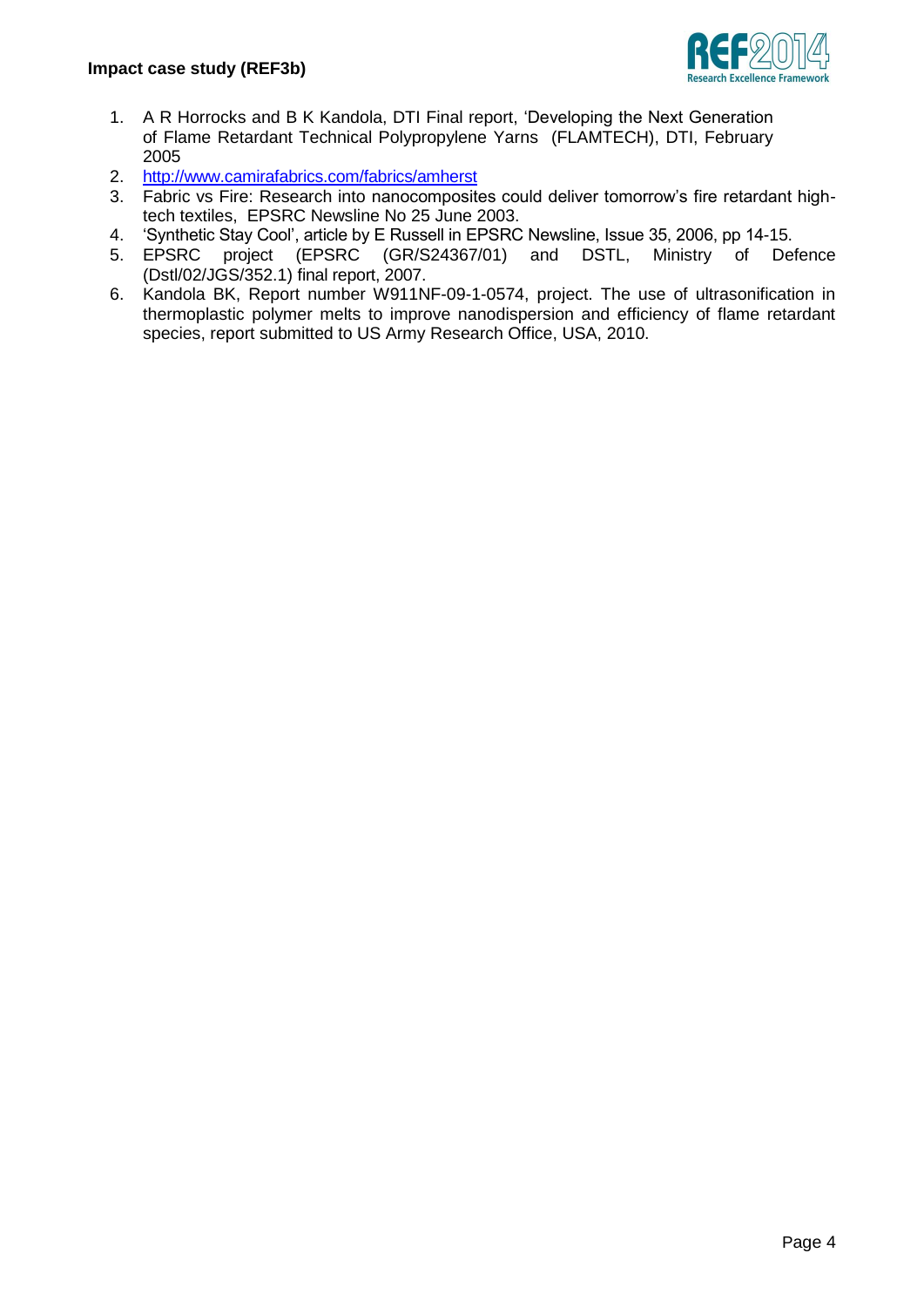1. A R Horrocks and B K Kandola, DTI Final report, 'Developing the Next Generation of Flame Retardant Technical Polypropylene Yarns (FLAMTECH), DTI, February 2005
2. http://www.camirafabrics.com/fabrics/amherst
3. Fabric vs Fire: Research into nanocomposites could deliver tomorrow's fire retardant high-tech textiles, EPSRC Newsline No 25 June 2003.
4. 'Synthetic Stay Cool', article by E Russell in EPSRC Newsline, Issue 35, 2006, pp 14-15.
5. EPSRC project (EPSRC (GR/S24367/01) and DSTL, Ministry of Defence (Dstl/02/JGS/352.1) final report, 2007.
6. Kandola BK, Report number W911NF-09-1-0574, project. The use of ultrasonification in thermoplastic polymer melts to improve nanodispersion and efficiency of flame retardant species, report submitted to US Army Research Office, USA, 2010.